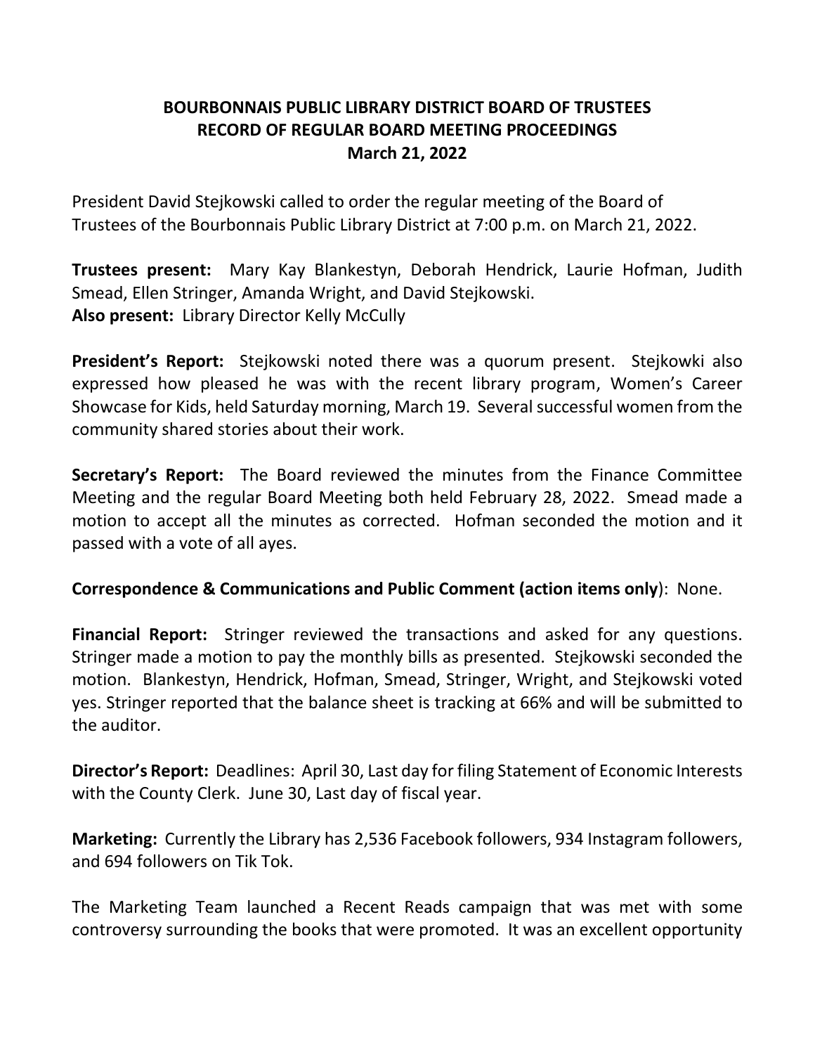# BOURBONNAIS PUBLIC LIBRARY DISTRICT BOARD OF TRUSTEES
## RECORD OF REGULAR BOARD MEETING PROCEEDINGS
### March 21, 2022

President David Stejkowski called to order the regular meeting of the Board of Trustees of the Bourbonnais Public Library District at 7:00 p.m. on March 21, 2022.

**Trustees present:** Mary Kay Blankestyn, Deborah Hendrick, Laurie Hofman, Judith Smead, Ellen Stringer, Amanda Wright, and David Stejkowski.
**Also present:** Library Director Kelly McCully

**President's Report:** Stejkowski noted there was a quorum present. Stejkowki also expressed how pleased he was with the recent library program, Women's Career Showcase for Kids, held Saturday morning, March 19. Several successful women from the community shared stories about their work.

**Secretary's Report:** The Board reviewed the minutes from the Finance Committee Meeting and the regular Board Meeting both held February 28, 2022. Smead made a motion to accept all the minutes as corrected. Hofman seconded the motion and it passed with a vote of all ayes.

**Correspondence & Communications and Public Comment (action items only)**: None.

**Financial Report:** Stringer reviewed the transactions and asked for any questions. Stringer made a motion to pay the monthly bills as presented. Stejkowski seconded the motion. Blankestyn, Hendrick, Hofman, Smead, Stringer, Wright, and Stejkowski voted yes. Stringer reported that the balance sheet is tracking at 66% and will be submitted to the auditor.

**Director's Report:** Deadlines: April 30, Last day for filing Statement of Economic Interests with the County Clerk. June 30, Last day of fiscal year.

**Marketing:** Currently the Library has 2,536 Facebook followers, 934 Instagram followers, and 694 followers on Tik Tok.

The Marketing Team launched a Recent Reads campaign that was met with some controversy surrounding the books that were promoted. It was an excellent opportunity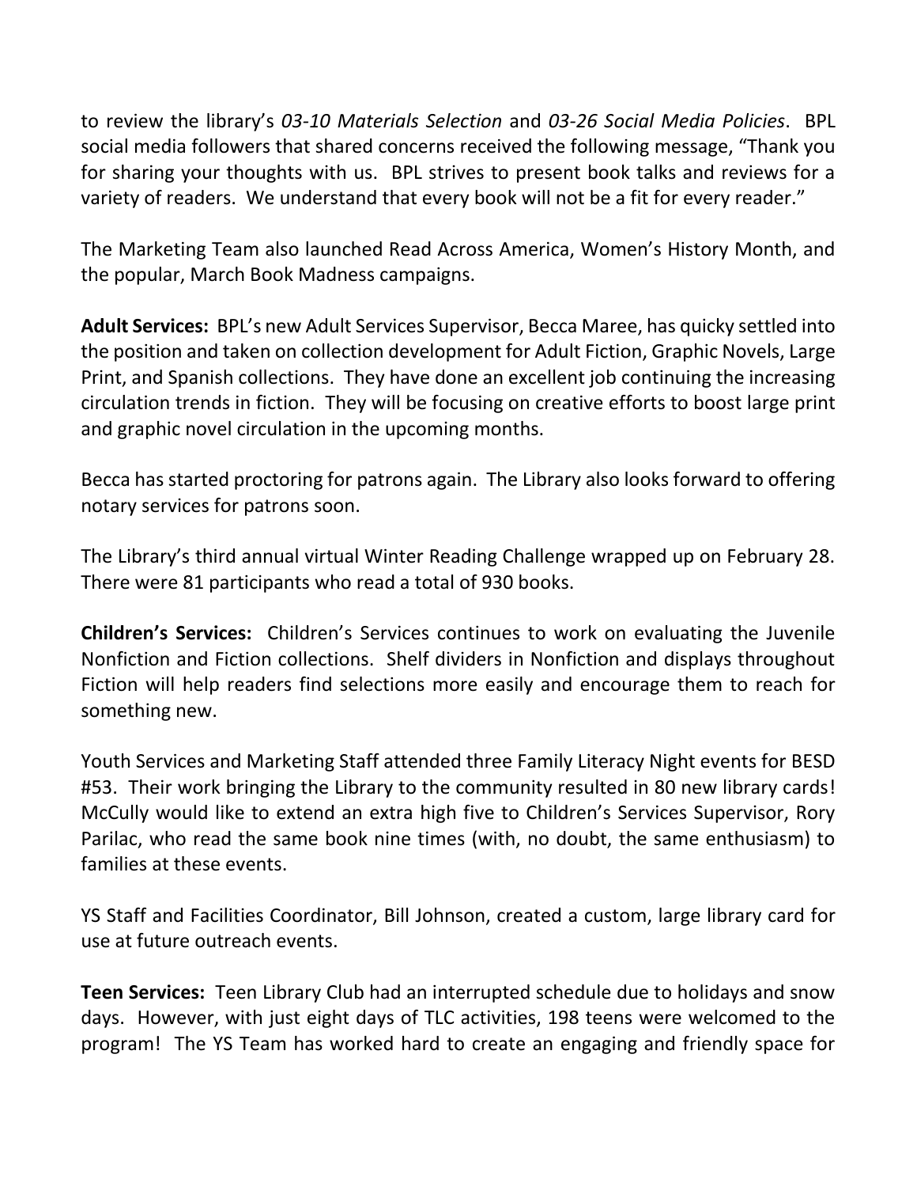to review the library's *03-10 Materials Selection* and *03-26 Social Media Policies*. BPL social media followers that shared concerns received the following message, "Thank you for sharing your thoughts with us. BPL strives to present book talks and reviews for a variety of readers. We understand that every book will not be a fit for every reader."

The Marketing Team also launched Read Across America, Women's History Month, and the popular, March Book Madness campaigns.

**Adult Services:** BPL's new Adult Services Supervisor, Becca Maree, has quicky settled into the position and taken on collection development for Adult Fiction, Graphic Novels, Large Print, and Spanish collections. They have done an excellent job continuing the increasing circulation trends in fiction. They will be focusing on creative efforts to boost large print and graphic novel circulation in the upcoming months.

Becca has started proctoring for patrons again. The Library also looks forward to offering notary services for patrons soon.

The Library's third annual virtual Winter Reading Challenge wrapped up on February 28. There were 81 participants who read a total of 930 books.

**Children's Services:** Children's Services continues to work on evaluating the Juvenile Nonfiction and Fiction collections. Shelf dividers in Nonfiction and displays throughout Fiction will help readers find selections more easily and encourage them to reach for something new.

Youth Services and Marketing Staff attended three Family Literacy Night events for BESD #53. Their work bringing the Library to the community resulted in 80 new library cards! McCully would like to extend an extra high five to Children's Services Supervisor, Rory Parilac, who read the same book nine times (with, no doubt, the same enthusiasm) to families at these events.

YS Staff and Facilities Coordinator, Bill Johnson, created a custom, large library card for use at future outreach events.

**Teen Services:** Teen Library Club had an interrupted schedule due to holidays and snow days. However, with just eight days of TLC activities, 198 teens were welcomed to the program! The YS Team has worked hard to create an engaging and friendly space for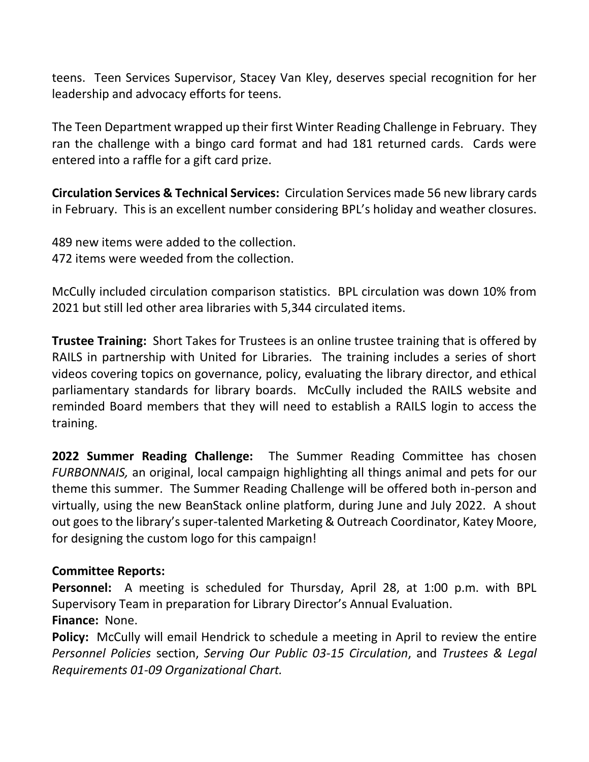teens. Teen Services Supervisor, Stacey Van Kley, deserves special recognition for her leadership and advocacy efforts for teens.

The Teen Department wrapped up their first Winter Reading Challenge in February. They ran the challenge with a bingo card format and had 181 returned cards. Cards were entered into a raffle for a gift card prize.

**Circulation Services & Technical Services:** Circulation Services made 56 new library cards in February. This is an excellent number considering BPL's holiday and weather closures.

489 new items were added to the collection.
472 items were weeded from the collection.

McCully included circulation comparison statistics. BPL circulation was down 10% from 2021 but still led other area libraries with 5,344 circulated items.

**Trustee Training:** Short Takes for Trustees is an online trustee training that is offered by RAILS in partnership with United for Libraries. The training includes a series of short videos covering topics on governance, policy, evaluating the library director, and ethical parliamentary standards for library boards. McCully included the RAILS website and reminded Board members that they will need to establish a RAILS login to access the training.

**2022 Summer Reading Challenge:** The Summer Reading Committee has chosen *FURBONNAIS,* an original, local campaign highlighting all things animal and pets for our theme this summer. The Summer Reading Challenge will be offered both in-person and virtually, using the new BeanStack online platform, during June and July 2022. A shout out goes to the library's super-talented Marketing & Outreach Coordinator, Katey Moore, for designing the custom logo for this campaign!

**Committee Reports:**

**Personnel:** A meeting is scheduled for Thursday, April 28, at 1:00 p.m. with BPL Supervisory Team in preparation for Library Director's Annual Evaluation.

**Finance:** None.

**Policy:** McCully will email Hendrick to schedule a meeting in April to review the entire *Personnel Policies* section, *Serving Our Public 03-15 Circulation*, and *Trustees & Legal Requirements 01-09 Organizational Chart.*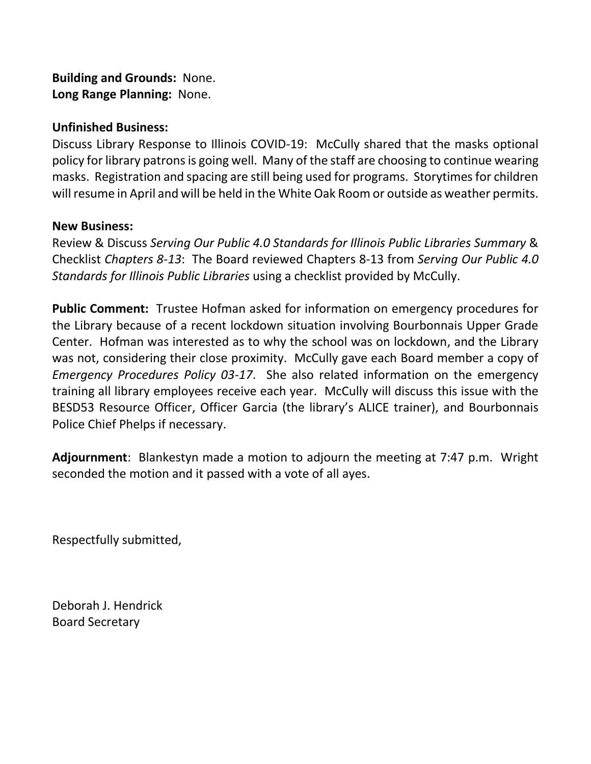**Building and Grounds:** None.
**Long Range Planning:** None.

**Unfinished Business:**
Discuss Library Response to Illinois COVID-19: McCully shared that the masks optional policy for library patrons is going well. Many of the staff are choosing to continue wearing masks. Registration and spacing are still being used for programs. Storytimes for children will resume in April and will be held in the White Oak Room or outside as weather permits.

**New Business:**
Review & Discuss *Serving Our Public 4.0 Standards for Illinois Public Libraries Summary* & Checklist *Chapters 8-13*: The Board reviewed Chapters 8-13 from *Serving Our Public 4.0 Standards for Illinois Public Libraries* using a checklist provided by McCully.

**Public Comment:** Trustee Hofman asked for information on emergency procedures for the Library because of a recent lockdown situation involving Bourbonnais Upper Grade Center. Hofman was interested as to why the school was on lockdown, and the Library was not, considering their close proximity. McCully gave each Board member a copy of *Emergency Procedures Policy 03-17*. She also related information on the emergency training all library employees receive each year. McCully will discuss this issue with the BESD53 Resource Officer, Officer Garcia (the library's ALICE trainer), and Bourbonnais Police Chief Phelps if necessary.

**Adjournment**: Blankestyn made a motion to adjourn the meeting at 7:47 p.m. Wright seconded the motion and it passed with a vote of all ayes.

Respectfully submitted,

Deborah J. Hendrick
Board Secretary